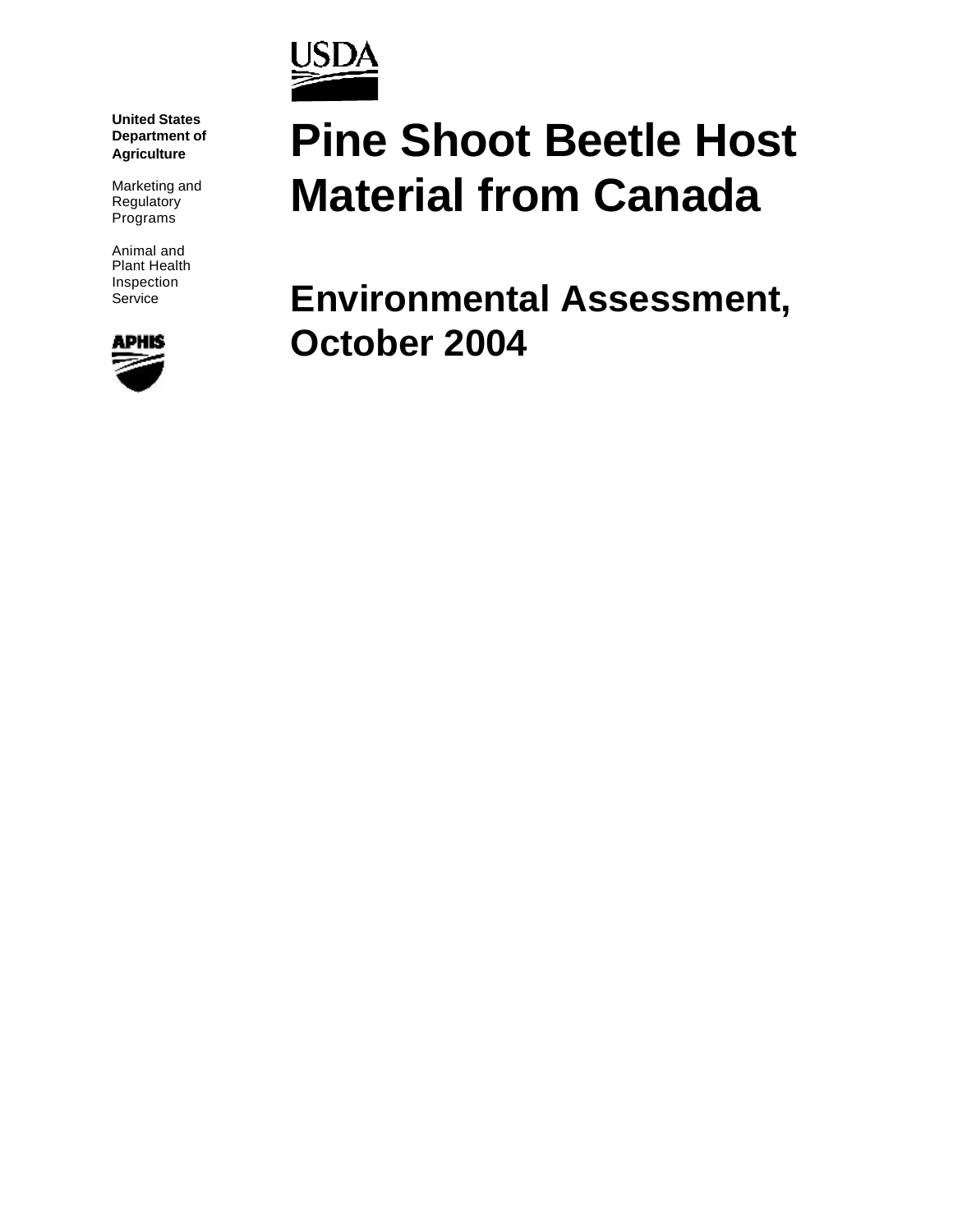United States Department of Agriculture

Marketing and Regulatory Programs

Animal and Plant Health Inspection Service

# Pine Shoot Beetle Host Material from Canada

## Environmental Assessment, October 2004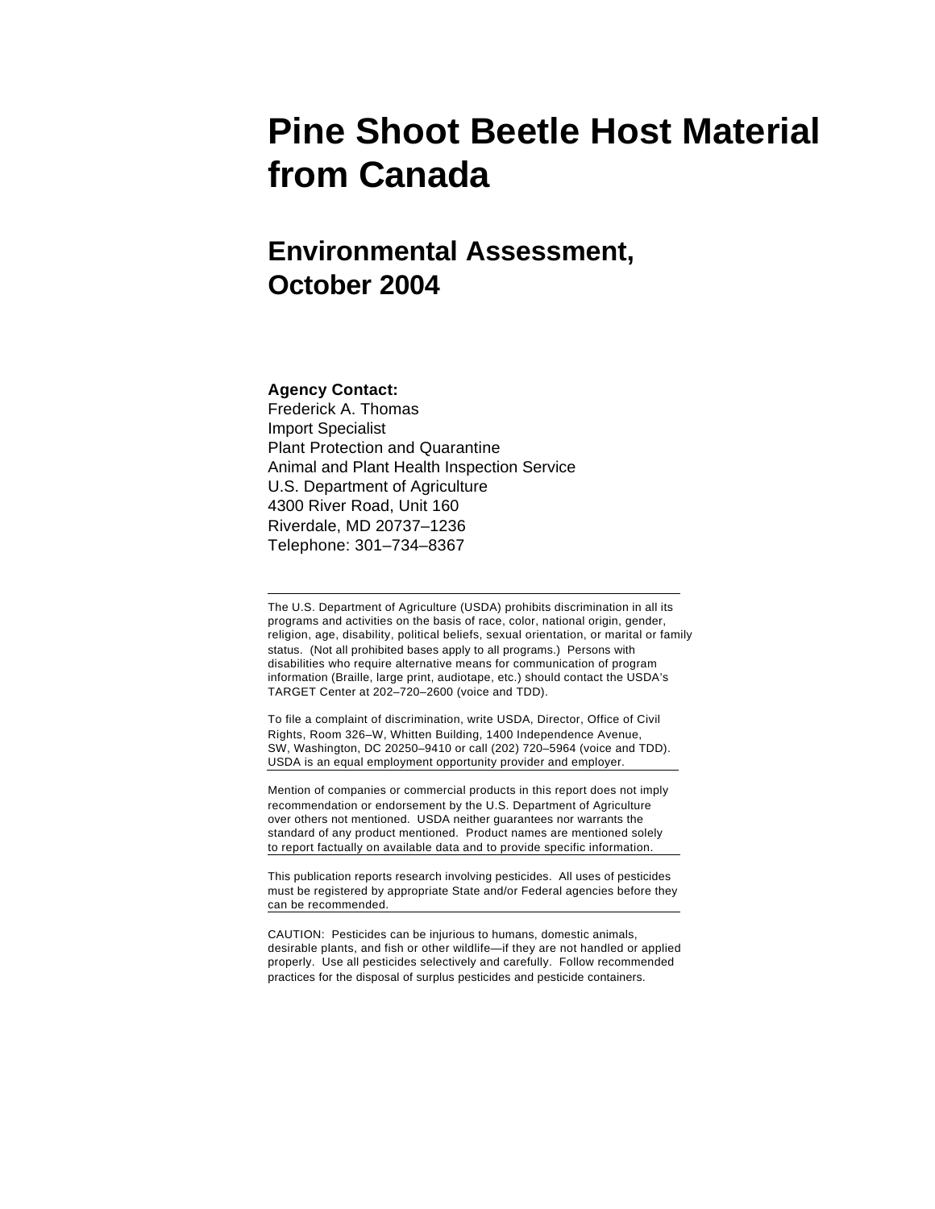# Pine Shoot Beetle Host Material from Canada

## Environmental Assessment, October 2004

**Agency Contact:**
Frederick A. Thomas
Import Specialist
Plant Protection and Quarantine
Animal and Plant Health Inspection Service
U.S. Department of Agriculture
4300 River Road, Unit 160
Riverdale, MD 20737–1236
Telephone: 301–734–8367

---

The U.S. Department of Agriculture (USDA) prohibits discrimination in all its programs and activities on the basis of race, color, national origin, gender, religion, age, disability, political beliefs, sexual orientation, or marital or family status. (Not all prohibited bases apply to all programs.) Persons with disabilities who require alternative means for communication of program information (Braille, large print, audiotape, etc.) should contact the USDA's TARGET Center at 202–720–2600 (voice and TDD).

To file a complaint of discrimination, write USDA, Director, Office of Civil Rights, Room 326–W, Whitten Building, 1400 Independence Avenue, SW, Washington, DC 20250–9410 or call (202) 720–5964 (voice and TDD). USDA is an equal employment opportunity provider and employer.

---

Mention of companies or commercial products in this report does not imply recommendation or endorsement by the U.S. Department of Agriculture over others not mentioned. USDA neither guarantees nor warrants the standard of any product mentioned. Product names are mentioned solely to report factually on available data and to provide specific information.

---

This publication reports research involving pesticides. All uses of pesticides must be registered by appropriate State and/or Federal agencies before they can be recommended.

---

CAUTION: Pesticides can be injurious to humans, domestic animals, desirable plants, and fish or other wildlife—if they are not handled or applied properly. Use all pesticides selectively and carefully. Follow recommended practices for the disposal of surplus pesticides and pesticide containers.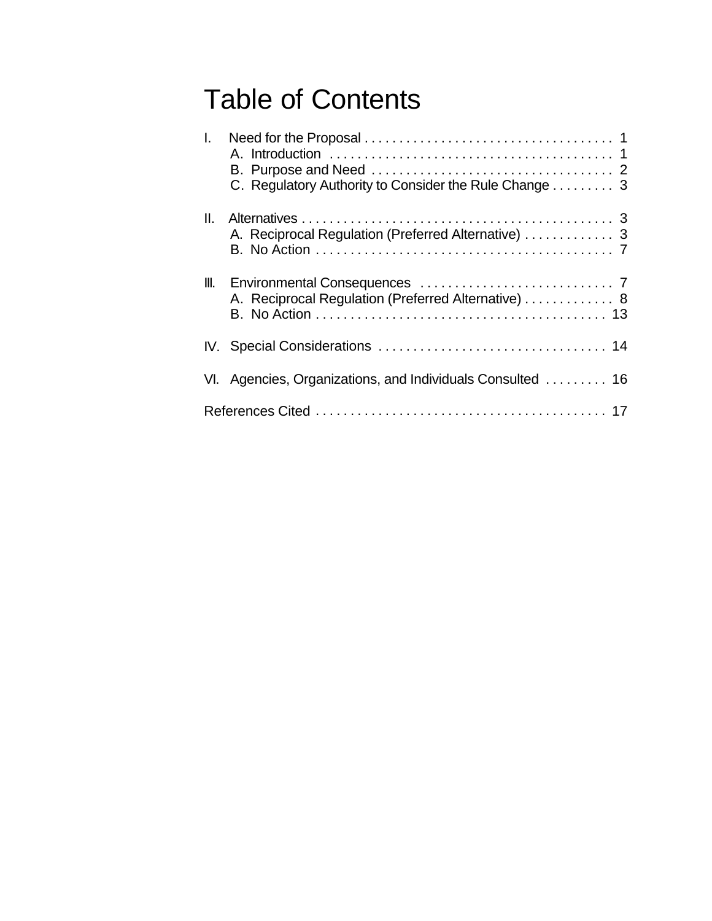# Table of Contents

I. Need for the Proposal . . . . . . . . . . . . . . . . . . . . . . . . . . . . . . . . . . . . 1
  A. Introduction . . . . . . . . . . . . . . . . . . . . . . . . . . . . . . . . . . . . . . . . 1
  B. Purpose and Need . . . . . . . . . . . . . . . . . . . . . . . . . . . . . . . . . . . 2
  C. Regulatory Authority to Consider the Rule Change . . . . . . . . . 3

II. Alternatives . . . . . . . . . . . . . . . . . . . . . . . . . . . . . . . . . . . . . . . . . . . . 3
  A. Reciprocal Regulation (Preferred Alternative) . . . . . . . . . . . . . 3
  B. No Action . . . . . . . . . . . . . . . . . . . . . . . . . . . . . . . . . . . . . . . . . . . 7

III. Environmental Consequences . . . . . . . . . . . . . . . . . . . . . . . . . . . . 7
  A. Reciprocal Regulation (Preferred Alternative) . . . . . . . . . . . . . 8
  B. No Action . . . . . . . . . . . . . . . . . . . . . . . . . . . . . . . . . . . . . . . . . . 13

IV. Special Considerations . . . . . . . . . . . . . . . . . . . . . . . . . . . . . . . . . 14

VI. Agencies, Organizations, and Individuals Consulted . . . . . . . . . 16

References Cited . . . . . . . . . . . . . . . . . . . . . . . . . . . . . . . . . . . . . . . . . . 17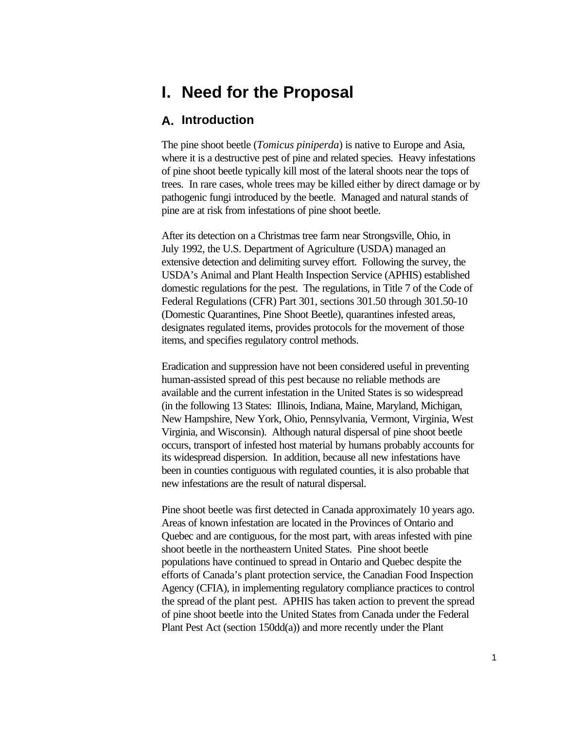# I. Need for the Proposal

## A. Introduction

The pine shoot beetle (*Tomicus piniperda*) is native to Europe and Asia, where it is a destructive pest of pine and related species. Heavy infestations of pine shoot beetle typically kill most of the lateral shoots near the tops of trees. In rare cases, whole trees may be killed either by direct damage or by pathogenic fungi introduced by the beetle. Managed and natural stands of pine are at risk from infestations of pine shoot beetle.

After its detection on a Christmas tree farm near Strongsville, Ohio, in July 1992, the U.S. Department of Agriculture (USDA) managed an extensive detection and delimiting survey effort. Following the survey, the USDA's Animal and Plant Health Inspection Service (APHIS) established domestic regulations for the pest. The regulations, in Title 7 of the Code of Federal Regulations (CFR) Part 301, sections 301.50 through 301.50-10 (Domestic Quarantines, Pine Shoot Beetle), quarantines infested areas, designates regulated items, provides protocols for the movement of those items, and specifies regulatory control methods.

Eradication and suppression have not been considered useful in preventing human-assisted spread of this pest because no reliable methods are available and the current infestation in the United States is so widespread (in the following 13 States: Illinois, Indiana, Maine, Maryland, Michigan, New Hampshire, New York, Ohio, Pennsylvania, Vermont, Virginia, West Virginia, and Wisconsin). Although natural dispersal of pine shoot beetle occurs, transport of infested host material by humans probably accounts for its widespread dispersion. In addition, because all new infestations have been in counties contiguous with regulated counties, it is also probable that new infestations are the result of natural dispersal.

Pine shoot beetle was first detected in Canada approximately 10 years ago. Areas of known infestation are located in the Provinces of Ontario and Quebec and are contiguous, for the most part, with areas infested with pine shoot beetle in the northeastern United States. Pine shoot beetle populations have continued to spread in Ontario and Quebec despite the efforts of Canada's plant protection service, the Canadian Food Inspection Agency (CFIA), in implementing regulatory compliance practices to control the spread of the plant pest. APHIS has taken action to prevent the spread of pine shoot beetle into the United States from Canada under the Federal Plant Pest Act (section 150dd(a)) and more recently under the Plant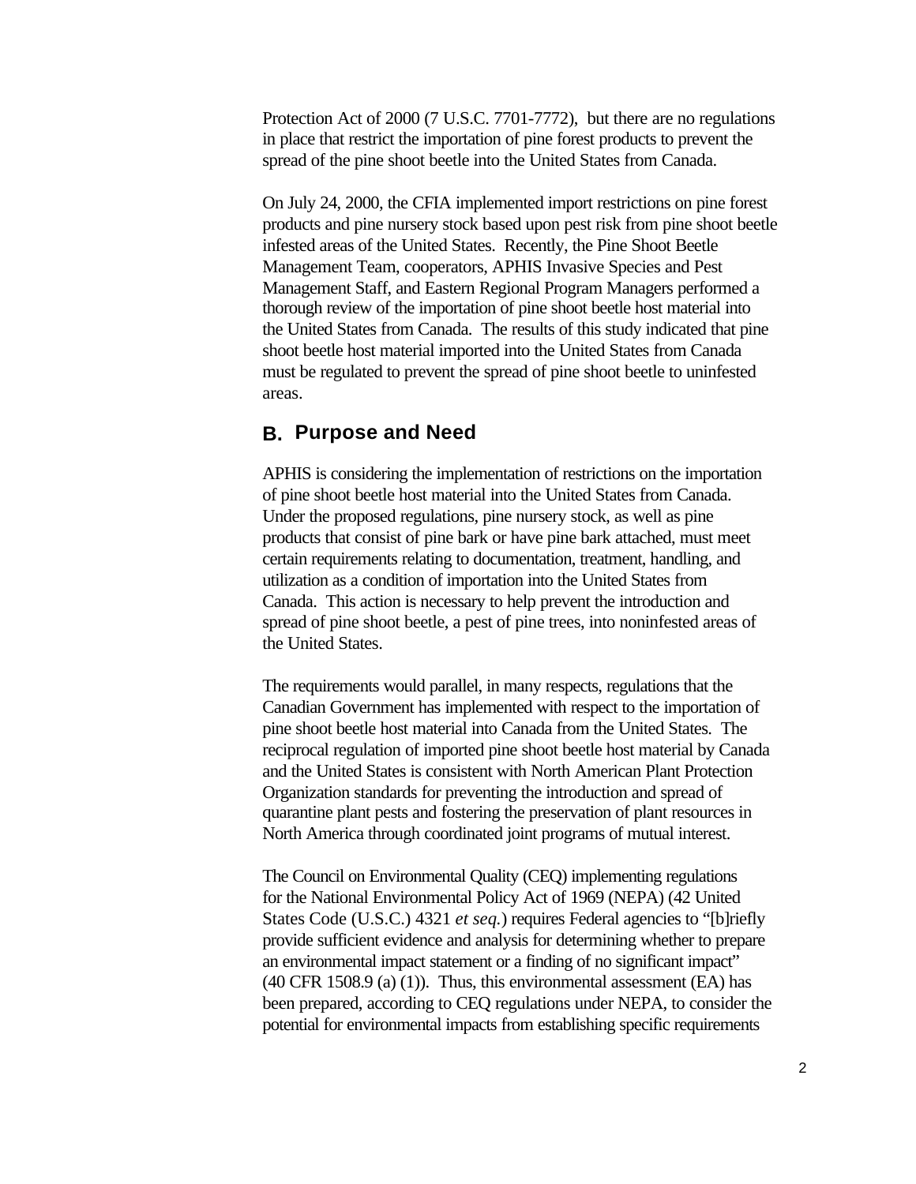Protection Act of 2000 (7 U.S.C. 7701-7772), but there are no regulations in place that restrict the importation of pine forest products to prevent the spread of the pine shoot beetle into the United States from Canada.

On July 24, 2000, the CFIA implemented import restrictions on pine forest products and pine nursery stock based upon pest risk from pine shoot beetle infested areas of the United States. Recently, the Pine Shoot Beetle Management Team, cooperators, APHIS Invasive Species and Pest Management Staff, and Eastern Regional Program Managers performed a thorough review of the importation of pine shoot beetle host material into the United States from Canada. The results of this study indicated that pine shoot beetle host material imported into the United States from Canada must be regulated to prevent the spread of pine shoot beetle to uninfested areas.

## B. Purpose and Need

APHIS is considering the implementation of restrictions on the importation of pine shoot beetle host material into the United States from Canada. Under the proposed regulations, pine nursery stock, as well as pine products that consist of pine bark or have pine bark attached, must meet certain requirements relating to documentation, treatment, handling, and utilization as a condition of importation into the United States from Canada. This action is necessary to help prevent the introduction and spread of pine shoot beetle, a pest of pine trees, into noninfested areas of the United States.

The requirements would parallel, in many respects, regulations that the Canadian Government has implemented with respect to the importation of pine shoot beetle host material into Canada from the United States. The reciprocal regulation of imported pine shoot beetle host material by Canada and the United States is consistent with North American Plant Protection Organization standards for preventing the introduction and spread of quarantine plant pests and fostering the preservation of plant resources in North America through coordinated joint programs of mutual interest.

The Council on Environmental Quality (CEQ) implementing regulations for the National Environmental Policy Act of 1969 (NEPA) (42 United States Code (U.S.C.) 4321 *et seq.*) requires Federal agencies to "[b]riefly provide sufficient evidence and analysis for determining whether to prepare an environmental impact statement or a finding of no significant impact" (40 CFR 1508.9 (a) (1)). Thus, this environmental assessment (EA) has been prepared, according to CEQ regulations under NEPA, to consider the potential for environmental impacts from establishing specific requirements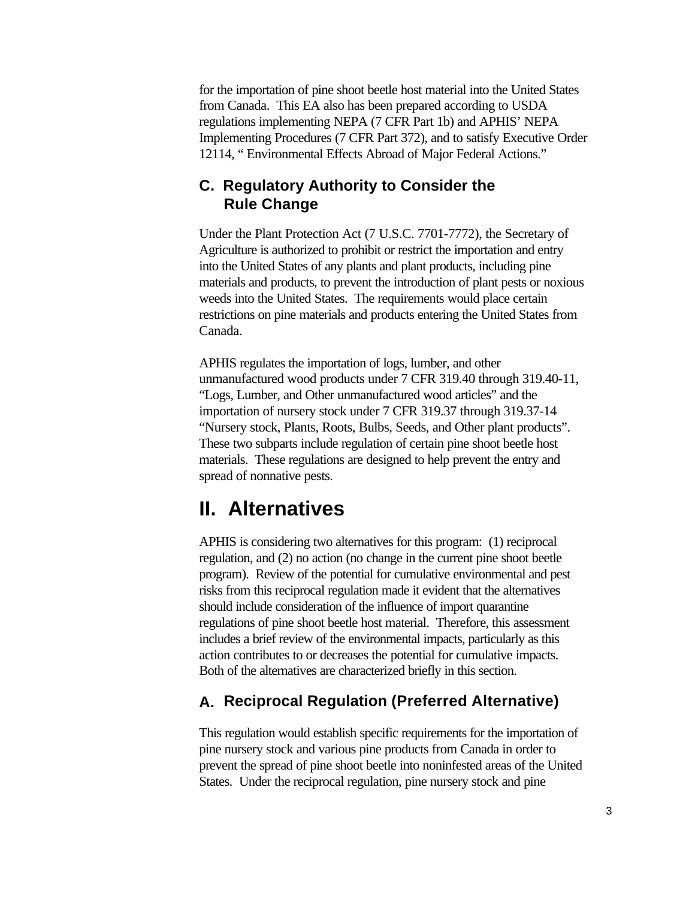for the importation of pine shoot beetle host material into the United States from Canada. This EA also has been prepared according to USDA regulations implementing NEPA (7 CFR Part 1b) and APHIS' NEPA Implementing Procedures (7 CFR Part 372), and to satisfy Executive Order 12114, " Environmental Effects Abroad of Major Federal Actions."

### C. Regulatory Authority to Consider the Rule Change

Under the Plant Protection Act (7 U.S.C. 7701-7772), the Secretary of Agriculture is authorized to prohibit or restrict the importation and entry into the United States of any plants and plant products, including pine materials and products, to prevent the introduction of plant pests or noxious weeds into the United States. The requirements would place certain restrictions on pine materials and products entering the United States from Canada.

APHIS regulates the importation of logs, lumber, and other unmanufactured wood products under 7 CFR 319.40 through 319.40-11, "Logs, Lumber, and Other unmanufactured wood articles" and the importation of nursery stock under 7 CFR 319.37 through 319.37-14 "Nursery stock, Plants, Roots, Bulbs, Seeds, and Other plant products". These two subparts include regulation of certain pine shoot beetle host materials. These regulations are designed to help prevent the entry and spread of nonnative pests.

## II. Alternatives

APHIS is considering two alternatives for this program: (1) reciprocal regulation, and (2) no action (no change in the current pine shoot beetle program). Review of the potential for cumulative environmental and pest risks from this reciprocal regulation made it evident that the alternatives should include consideration of the influence of import quarantine regulations of pine shoot beetle host material. Therefore, this assessment includes a brief review of the environmental impacts, particularly as this action contributes to or decreases the potential for cumulative impacts. Both of the alternatives are characterized briefly in this section.

### A. Reciprocal Regulation (Preferred Alternative)

This regulation would establish specific requirements for the importation of pine nursery stock and various pine products from Canada in order to prevent the spread of pine shoot beetle into noninfested areas of the United States. Under the reciprocal regulation, pine nursery stock and pine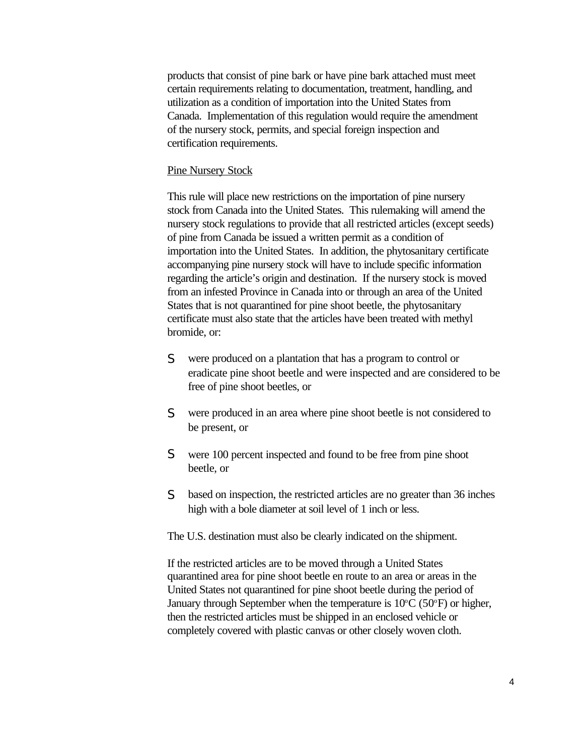products that consist of pine bark or have pine bark attached must meet certain requirements relating to documentation, treatment, handling, and utilization as a condition of importation into the United States from Canada. Implementation of this regulation would require the amendment of the nursery stock, permits, and special foreign inspection and certification requirements.

Pine Nursery Stock

This rule will place new restrictions on the importation of pine nursery stock from Canada into the United States. This rulemaking will amend the nursery stock regulations to provide that all restricted articles (except seeds) of pine from Canada be issued a written permit as a condition of importation into the United States. In addition, the phytosanitary certificate accompanying pine nursery stock will have to include specific information regarding the article's origin and destination. If the nursery stock is moved from an infested Province in Canada into or through an area of the United States that is not quarantined for pine shoot beetle, the phytosanitary certificate must also state that the articles have been treated with methyl bromide, or:

- were produced on a plantation that has a program to control or eradicate pine shoot beetle and were inspected and are considered to be free of pine shoot beetles, or
- were produced in an area where pine shoot beetle is not considered to be present, or
- were 100 percent inspected and found to be free from pine shoot beetle, or
- based on inspection, the restricted articles are no greater than 36 inches high with a bole diameter at soil level of 1 inch or less.

The U.S. destination must also be clearly indicated on the shipment.

If the restricted articles are to be moved through a United States quarantined area for pine shoot beetle en route to an area or areas in the United States not quarantined for pine shoot beetle during the period of January through September when the temperature is 10°C (50°F) or higher, then the restricted articles must be shipped in an enclosed vehicle or completely covered with plastic canvas or other closely woven cloth.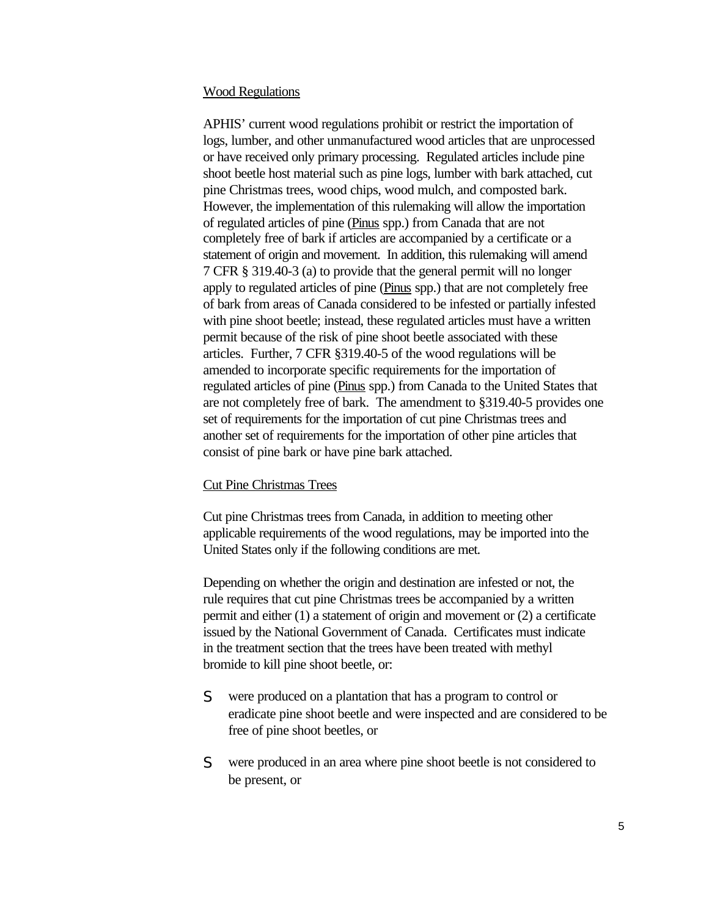## Wood Regulations

APHIS' current wood regulations prohibit or restrict the importation of logs, lumber, and other unmanufactured wood articles that are unprocessed or have received only primary processing. Regulated articles include pine shoot beetle host material such as pine logs, lumber with bark attached, cut pine Christmas trees, wood chips, wood mulch, and composted bark. However, the implementation of this rulemaking will allow the importation of regulated articles of pine (Pinus spp.) from Canada that are not completely free of bark if articles are accompanied by a certificate or a statement of origin and movement. In addition, this rulemaking will amend 7 CFR § 319.40-3 (a) to provide that the general permit will no longer apply to regulated articles of pine (Pinus spp.) that are not completely free of bark from areas of Canada considered to be infested or partially infested with pine shoot beetle; instead, these regulated articles must have a written permit because of the risk of pine shoot beetle associated with these articles. Further, 7 CFR §319.40-5 of the wood regulations will be amended to incorporate specific requirements for the importation of regulated articles of pine (Pinus spp.) from Canada to the United States that are not completely free of bark. The amendment to §319.40-5 provides one set of requirements for the importation of cut pine Christmas trees and another set of requirements for the importation of other pine articles that consist of pine bark or have pine bark attached.

## Cut Pine Christmas Trees

Cut pine Christmas trees from Canada, in addition to meeting other applicable requirements of the wood regulations, may be imported into the United States only if the following conditions are met.

Depending on whether the origin and destination are infested or not, the rule requires that cut pine Christmas trees be accompanied by a written permit and either (1) a statement of origin and movement or (2) a certificate issued by the National Government of Canada. Certificates must indicate in the treatment section that the trees have been treated with methyl bromide to kill pine shoot beetle, or:

- were produced on a plantation that has a program to control or eradicate pine shoot beetle and were inspected and are considered to be free of pine shoot beetles, or
- were produced in an area where pine shoot beetle is not considered to be present, or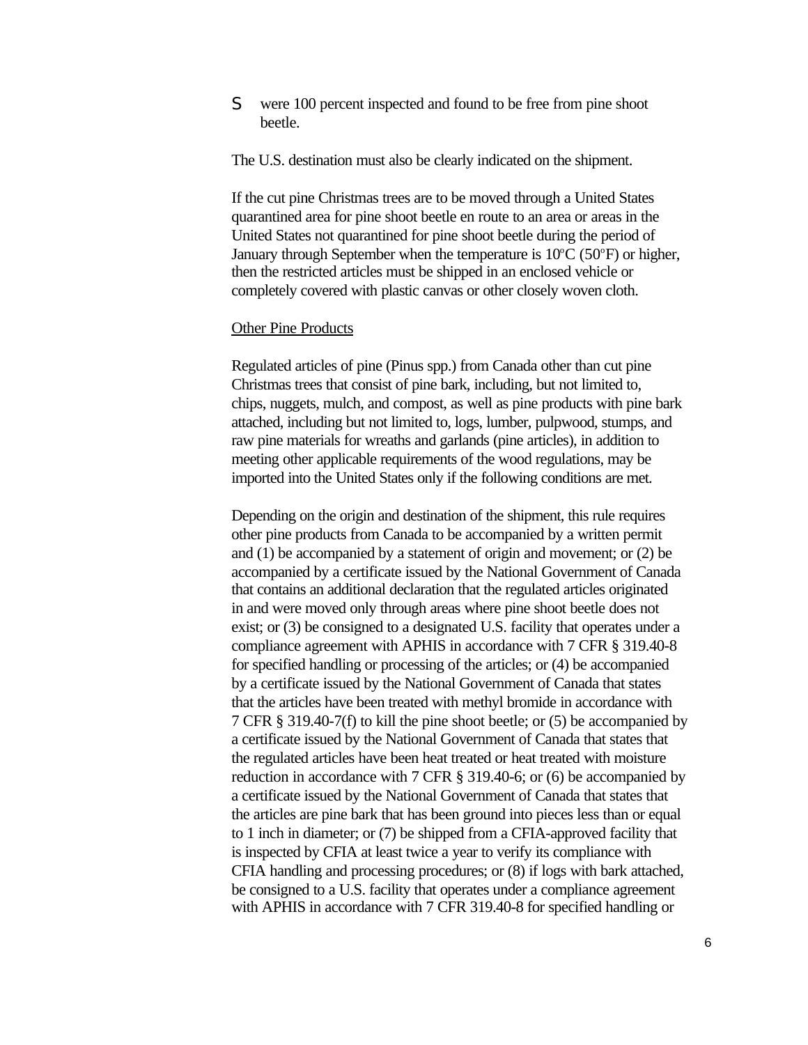- were 100 percent inspected and found to be free from pine shoot beetle.

The U.S. destination must also be clearly indicated on the shipment.

If the cut pine Christmas trees are to be moved through a United States quarantined area for pine shoot beetle en route to an area or areas in the United States not quarantined for pine shoot beetle during the period of January through September when the temperature is 10°C (50°F) or higher, then the restricted articles must be shipped in an enclosed vehicle or completely covered with plastic canvas or other closely woven cloth.

<u>Other Pine Products</u>

Regulated articles of pine (Pinus spp.) from Canada other than cut pine Christmas trees that consist of pine bark, including, but not limited to, chips, nuggets, mulch, and compost, as well as pine products with pine bark attached, including but not limited to, logs, lumber, pulpwood, stumps, and raw pine materials for wreaths and garlands (pine articles), in addition to meeting other applicable requirements of the wood regulations, may be imported into the United States only if the following conditions are met.

Depending on the origin and destination of the shipment, this rule requires other pine products from Canada to be accompanied by a written permit and (1) be accompanied by a statement of origin and movement; or (2) be accompanied by a certificate issued by the National Government of Canada that contains an additional declaration that the regulated articles originated in and were moved only through areas where pine shoot beetle does not exist; or (3) be consigned to a designated U.S. facility that operates under a compliance agreement with APHIS in accordance with 7 CFR § 319.40-8 for specified handling or processing of the articles; or (4) be accompanied by a certificate issued by the National Government of Canada that states that the articles have been treated with methyl bromide in accordance with 7 CFR § 319.40-7(f) to kill the pine shoot beetle; or (5) be accompanied by a certificate issued by the National Government of Canada that states that the regulated articles have been heat treated or heat treated with moisture reduction in accordance with 7 CFR § 319.40-6; or (6) be accompanied by a certificate issued by the National Government of Canada that states that the articles are pine bark that has been ground into pieces less than or equal to 1 inch in diameter; or (7) be shipped from a CFIA-approved facility that is inspected by CFIA at least twice a year to verify its compliance with CFIA handling and processing procedures; or (8) if logs with bark attached, be consigned to a U.S. facility that operates under a compliance agreement with APHIS in accordance with 7 CFR 319.40-8 for specified handling or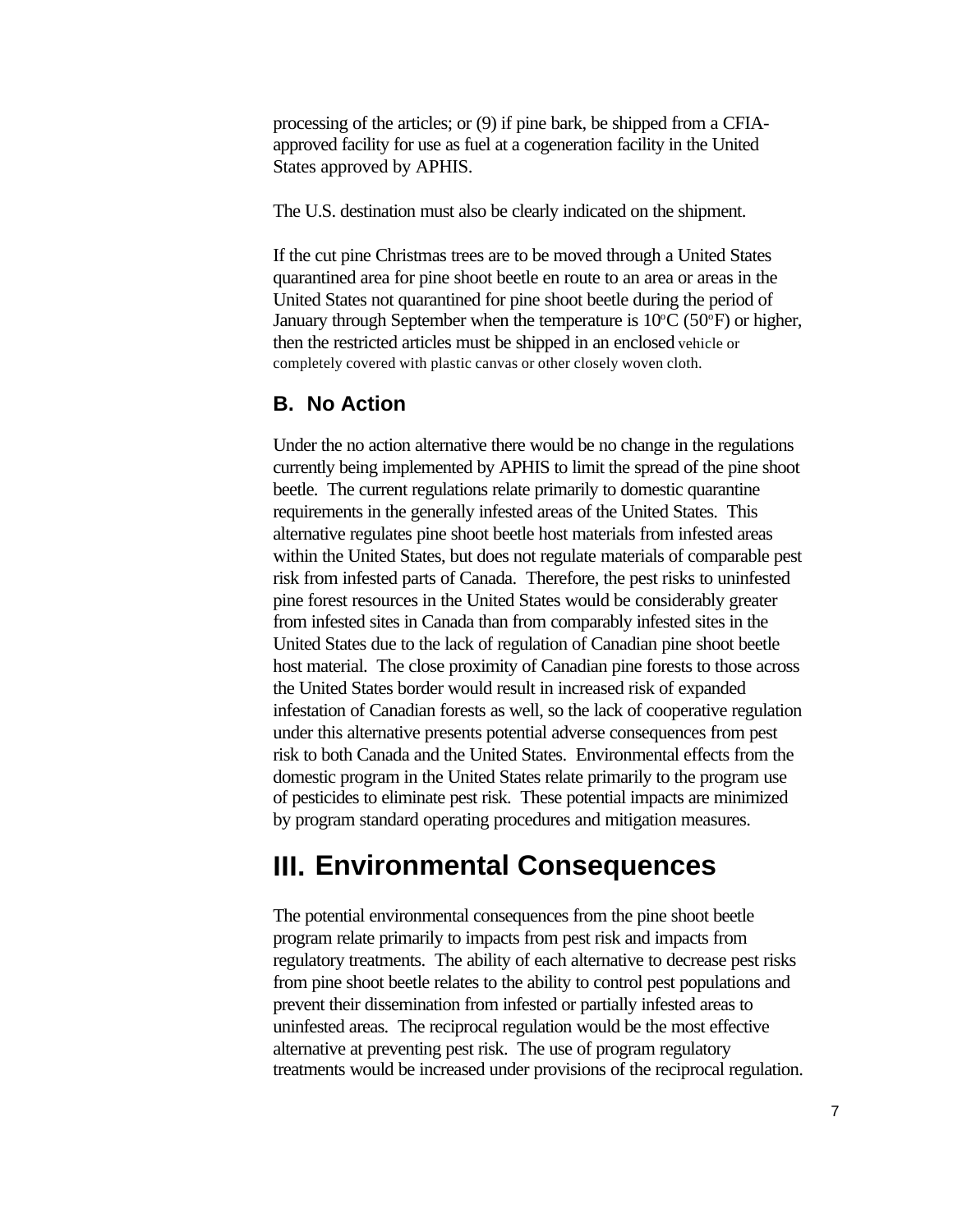processing of the articles; or (9) if pine bark, be shipped from a CFIA-approved facility for use as fuel at a cogeneration facility in the United States approved by APHIS.

The U.S. destination must also be clearly indicated on the shipment.

If the cut pine Christmas trees are to be moved through a United States quarantined area for pine shoot beetle en route to an area or areas in the United States not quarantined for pine shoot beetle during the period of January through September when the temperature is 10°C (50°F) or higher, then the restricted articles must be shipped in an enclosed vehicle or completely covered with plastic canvas or other closely woven cloth.

### B. No Action

Under the no action alternative there would be no change in the regulations currently being implemented by APHIS to limit the spread of the pine shoot beetle. The current regulations relate primarily to domestic quarantine requirements in the generally infested areas of the United States. This alternative regulates pine shoot beetle host materials from infested areas within the United States, but does not regulate materials of comparable pest risk from infested parts of Canada. Therefore, the pest risks to uninfested pine forest resources in the United States would be considerably greater from infested sites in Canada than from comparably infested sites in the United States due to the lack of regulation of Canadian pine shoot beetle host material. The close proximity of Canadian pine forests to those across the United States border would result in increased risk of expanded infestation of Canadian forests as well, so the lack of cooperative regulation under this alternative presents potential adverse consequences from pest risk to both Canada and the United States. Environmental effects from the domestic program in the United States relate primarily to the program use of pesticides to eliminate pest risk. These potential impacts are minimized by program standard operating procedures and mitigation measures.

## III. Environmental Consequences

The potential environmental consequences from the pine shoot beetle program relate primarily to impacts from pest risk and impacts from regulatory treatments. The ability of each alternative to decrease pest risks from pine shoot beetle relates to the ability to control pest populations and prevent their dissemination from infested or partially infested areas to uninfested areas. The reciprocal regulation would be the most effective alternative at preventing pest risk. The use of program regulatory treatments would be increased under provisions of the reciprocal regulation.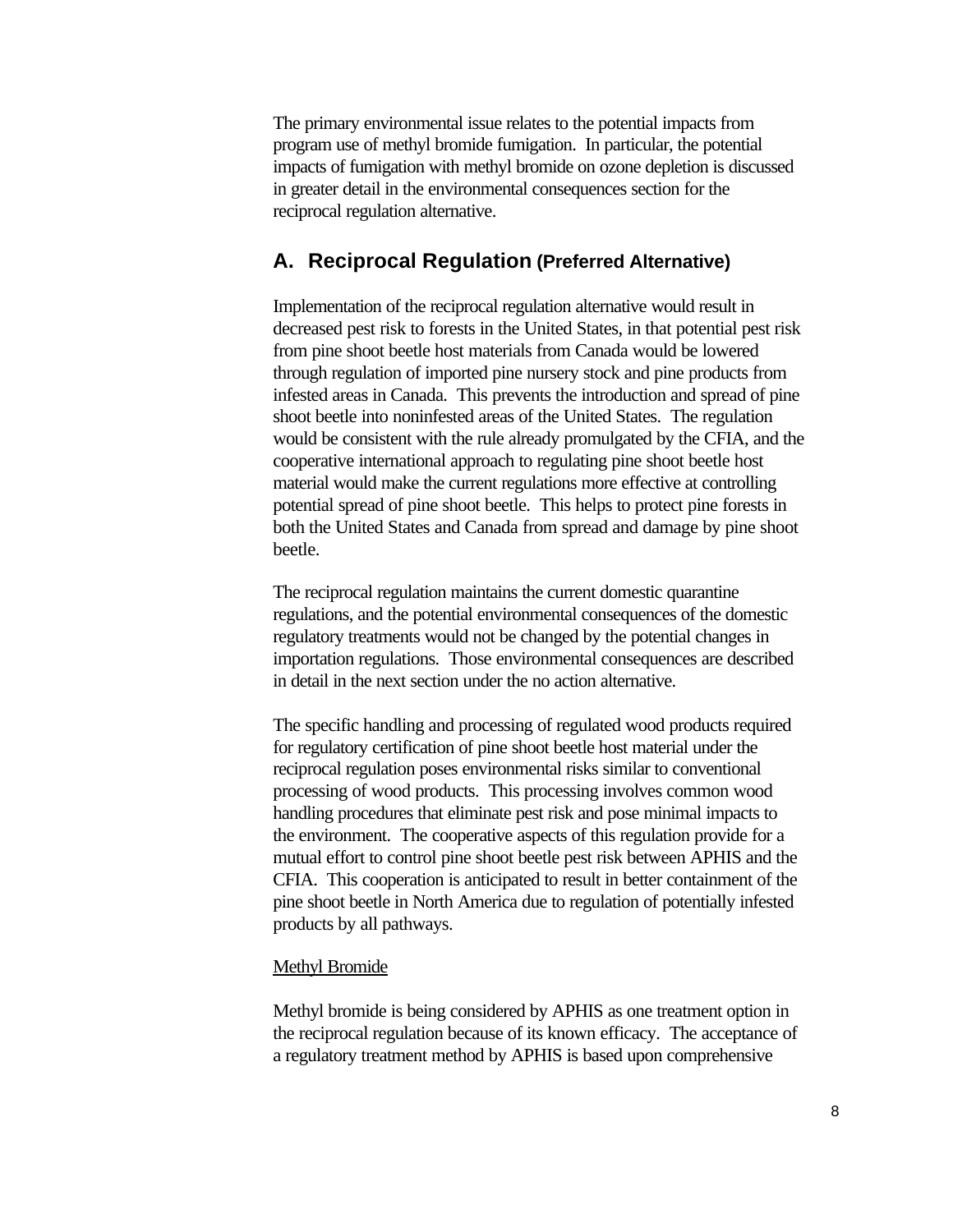The primary environmental issue relates to the potential impacts from program use of methyl bromide fumigation. In particular, the potential impacts of fumigation with methyl bromide on ozone depletion is discussed in greater detail in the environmental consequences section for the reciprocal regulation alternative.

## A. Reciprocal Regulation (Preferred Alternative)

Implementation of the reciprocal regulation alternative would result in decreased pest risk to forests in the United States, in that potential pest risk from pine shoot beetle host materials from Canada would be lowered through regulation of imported pine nursery stock and pine products from infested areas in Canada. This prevents the introduction and spread of pine shoot beetle into noninfested areas of the United States. The regulation would be consistent with the rule already promulgated by the CFIA, and the cooperative international approach to regulating pine shoot beetle host material would make the current regulations more effective at controlling potential spread of pine shoot beetle. This helps to protect pine forests in both the United States and Canada from spread and damage by pine shoot beetle.

The reciprocal regulation maintains the current domestic quarantine regulations, and the potential environmental consequences of the domestic regulatory treatments would not be changed by the potential changes in importation regulations. Those environmental consequences are described in detail in the next section under the no action alternative.

The specific handling and processing of regulated wood products required for regulatory certification of pine shoot beetle host material under the reciprocal regulation poses environmental risks similar to conventional processing of wood products. This processing involves common wood handling procedures that eliminate pest risk and pose minimal impacts to the environment. The cooperative aspects of this regulation provide for a mutual effort to control pine shoot beetle pest risk between APHIS and the CFIA. This cooperation is anticipated to result in better containment of the pine shoot beetle in North America due to regulation of potentially infested products by all pathways.

Methyl Bromide

Methyl bromide is being considered by APHIS as one treatment option in the reciprocal regulation because of its known efficacy. The acceptance of a regulatory treatment method by APHIS is based upon comprehensive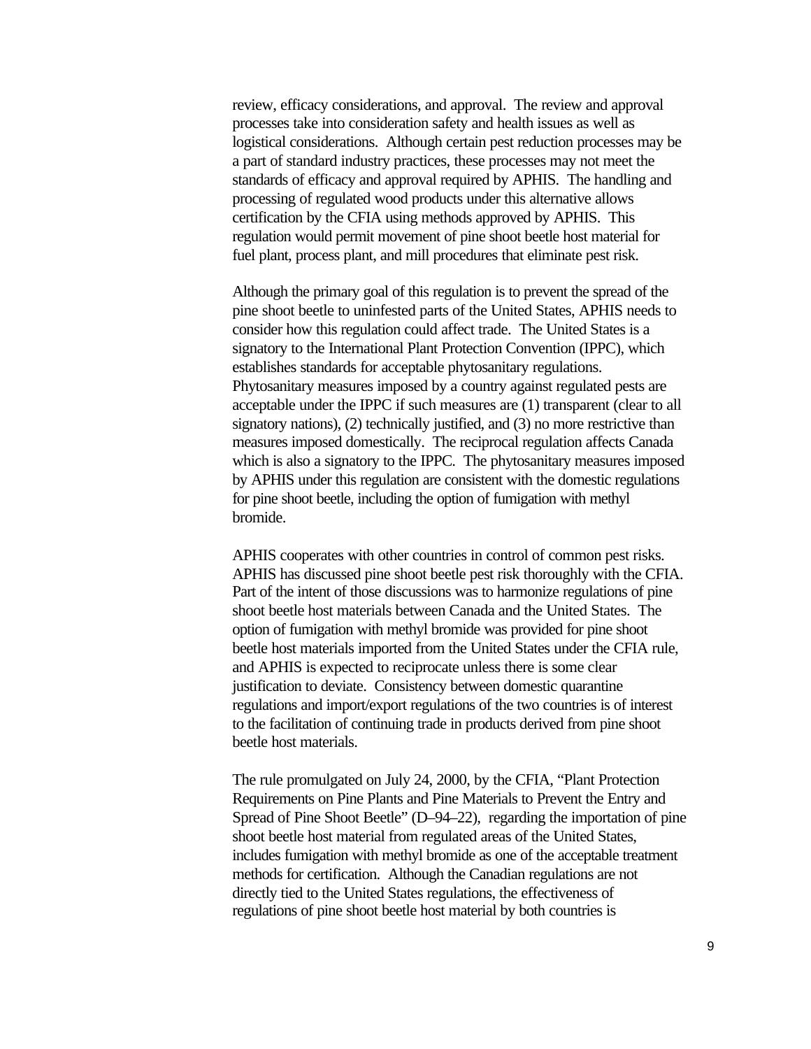review, efficacy considerations, and approval. The review and approval processes take into consideration safety and health issues as well as logistical considerations. Although certain pest reduction processes may be a part of standard industry practices, these processes may not meet the standards of efficacy and approval required by APHIS. The handling and processing of regulated wood products under this alternative allows certification by the CFIA using methods approved by APHIS. This regulation would permit movement of pine shoot beetle host material for fuel plant, process plant, and mill procedures that eliminate pest risk.

Although the primary goal of this regulation is to prevent the spread of the pine shoot beetle to uninfested parts of the United States, APHIS needs to consider how this regulation could affect trade. The United States is a signatory to the International Plant Protection Convention (IPPC), which establishes standards for acceptable phytosanitary regulations. Phytosanitary measures imposed by a country against regulated pests are acceptable under the IPPC if such measures are (1) transparent (clear to all signatory nations), (2) technically justified, and (3) no more restrictive than measures imposed domestically. The reciprocal regulation affects Canada which is also a signatory to the IPPC. The phytosanitary measures imposed by APHIS under this regulation are consistent with the domestic regulations for pine shoot beetle, including the option of fumigation with methyl bromide.

APHIS cooperates with other countries in control of common pest risks. APHIS has discussed pine shoot beetle pest risk thoroughly with the CFIA. Part of the intent of those discussions was to harmonize regulations of pine shoot beetle host materials between Canada and the United States. The option of fumigation with methyl bromide was provided for pine shoot beetle host materials imported from the United States under the CFIA rule, and APHIS is expected to reciprocate unless there is some clear justification to deviate. Consistency between domestic quarantine regulations and import/export regulations of the two countries is of interest to the facilitation of continuing trade in products derived from pine shoot beetle host materials.

The rule promulgated on July 24, 2000, by the CFIA, "Plant Protection Requirements on Pine Plants and Pine Materials to Prevent the Entry and Spread of Pine Shoot Beetle" (D–94–22), regarding the importation of pine shoot beetle host material from regulated areas of the United States, includes fumigation with methyl bromide as one of the acceptable treatment methods for certification. Although the Canadian regulations are not directly tied to the United States regulations, the effectiveness of regulations of pine shoot beetle host material by both countries is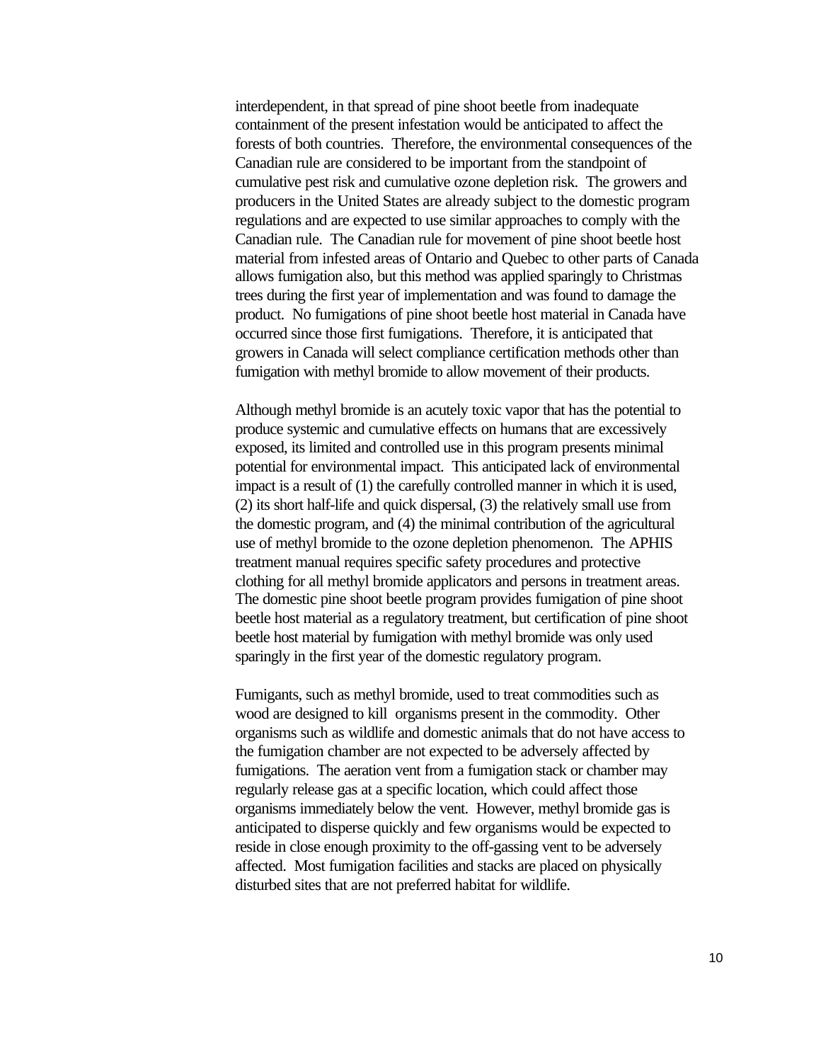interdependent, in that spread of pine shoot beetle from inadequate containment of the present infestation would be anticipated to affect the forests of both countries. Therefore, the environmental consequences of the Canadian rule are considered to be important from the standpoint of cumulative pest risk and cumulative ozone depletion risk. The growers and producers in the United States are already subject to the domestic program regulations and are expected to use similar approaches to comply with the Canadian rule. The Canadian rule for movement of pine shoot beetle host material from infested areas of Ontario and Quebec to other parts of Canada allows fumigation also, but this method was applied sparingly to Christmas trees during the first year of implementation and was found to damage the product. No fumigations of pine shoot beetle host material in Canada have occurred since those first fumigations. Therefore, it is anticipated that growers in Canada will select compliance certification methods other than fumigation with methyl bromide to allow movement of their products.

Although methyl bromide is an acutely toxic vapor that has the potential to produce systemic and cumulative effects on humans that are excessively exposed, its limited and controlled use in this program presents minimal potential for environmental impact. This anticipated lack of environmental impact is a result of (1) the carefully controlled manner in which it is used, (2) its short half-life and quick dispersal, (3) the relatively small use from the domestic program, and (4) the minimal contribution of the agricultural use of methyl bromide to the ozone depletion phenomenon. The APHIS treatment manual requires specific safety procedures and protective clothing for all methyl bromide applicators and persons in treatment areas. The domestic pine shoot beetle program provides fumigation of pine shoot beetle host material as a regulatory treatment, but certification of pine shoot beetle host material by fumigation with methyl bromide was only used sparingly in the first year of the domestic regulatory program.

Fumigants, such as methyl bromide, used to treat commodities such as wood are designed to kill organisms present in the commodity. Other organisms such as wildlife and domestic animals that do not have access to the fumigation chamber are not expected to be adversely affected by fumigations. The aeration vent from a fumigation stack or chamber may regularly release gas at a specific location, which could affect those organisms immediately below the vent. However, methyl bromide gas is anticipated to disperse quickly and few organisms would be expected to reside in close enough proximity to the off-gassing vent to be adversely affected. Most fumigation facilities and stacks are placed on physically disturbed sites that are not preferred habitat for wildlife.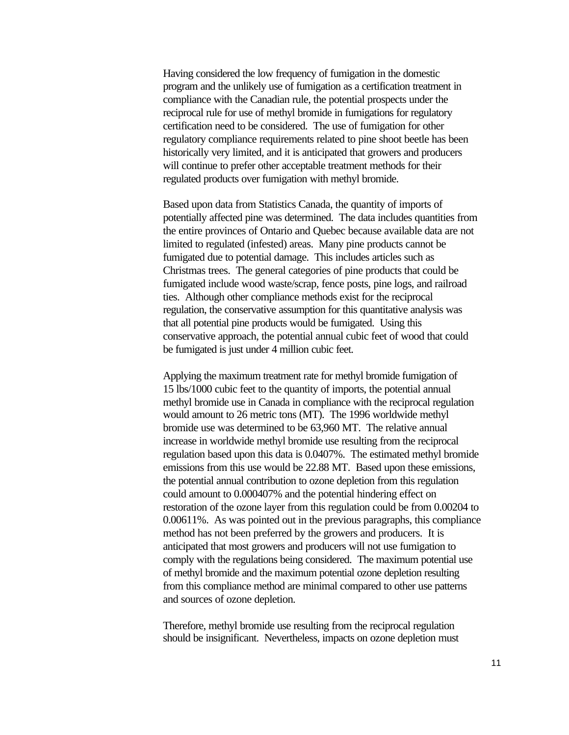Having considered the low frequency of fumigation in the domestic program and the unlikely use of fumigation as a certification treatment in compliance with the Canadian rule, the potential prospects under the reciprocal rule for use of methyl bromide in fumigations for regulatory certification need to be considered. The use of fumigation for other regulatory compliance requirements related to pine shoot beetle has been historically very limited, and it is anticipated that growers and producers will continue to prefer other acceptable treatment methods for their regulated products over fumigation with methyl bromide.

Based upon data from Statistics Canada, the quantity of imports of potentially affected pine was determined. The data includes quantities from the entire provinces of Ontario and Quebec because available data are not limited to regulated (infested) areas. Many pine products cannot be fumigated due to potential damage. This includes articles such as Christmas trees. The general categories of pine products that could be fumigated include wood waste/scrap, fence posts, pine logs, and railroad ties. Although other compliance methods exist for the reciprocal regulation, the conservative assumption for this quantitative analysis was that all potential pine products would be fumigated. Using this conservative approach, the potential annual cubic feet of wood that could be fumigated is just under 4 million cubic feet.

Applying the maximum treatment rate for methyl bromide fumigation of 15 lbs/1000 cubic feet to the quantity of imports, the potential annual methyl bromide use in Canada in compliance with the reciprocal regulation would amount to 26 metric tons (MT). The 1996 worldwide methyl bromide use was determined to be 63,960 MT. The relative annual increase in worldwide methyl bromide use resulting from the reciprocal regulation based upon this data is 0.0407%. The estimated methyl bromide emissions from this use would be 22.88 MT. Based upon these emissions, the potential annual contribution to ozone depletion from this regulation could amount to 0.000407% and the potential hindering effect on restoration of the ozone layer from this regulation could be from 0.00204 to 0.00611%. As was pointed out in the previous paragraphs, this compliance method has not been preferred by the growers and producers. It is anticipated that most growers and producers will not use fumigation to comply with the regulations being considered. The maximum potential use of methyl bromide and the maximum potential ozone depletion resulting from this compliance method are minimal compared to other use patterns and sources of ozone depletion.

Therefore, methyl bromide use resulting from the reciprocal regulation should be insignificant. Nevertheless, impacts on ozone depletion must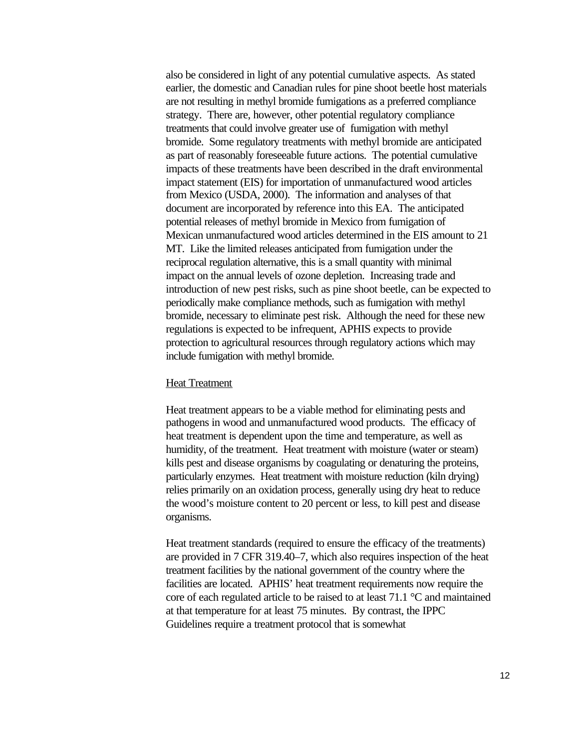also be considered in light of any potential cumulative aspects. As stated earlier, the domestic and Canadian rules for pine shoot beetle host materials are not resulting in methyl bromide fumigations as a preferred compliance strategy. There are, however, other potential regulatory compliance treatments that could involve greater use of fumigation with methyl bromide. Some regulatory treatments with methyl bromide are anticipated as part of reasonably foreseeable future actions. The potential cumulative impacts of these treatments have been described in the draft environmental impact statement (EIS) for importation of unmanufactured wood articles from Mexico (USDA, 2000). The information and analyses of that document are incorporated by reference into this EA. The anticipated potential releases of methyl bromide in Mexico from fumigation of Mexican unmanufactured wood articles determined in the EIS amount to 21 MT. Like the limited releases anticipated from fumigation under the reciprocal regulation alternative, this is a small quantity with minimal impact on the annual levels of ozone depletion. Increasing trade and introduction of new pest risks, such as pine shoot beetle, can be expected to periodically make compliance methods, such as fumigation with methyl bromide, necessary to eliminate pest risk. Although the need for these new regulations is expected to be infrequent, APHIS expects to provide protection to agricultural resources through regulatory actions which may include fumigation with methyl bromide.

<u>Heat Treatment</u>

Heat treatment appears to be a viable method for eliminating pests and pathogens in wood and unmanufactured wood products. The efficacy of heat treatment is dependent upon the time and temperature, as well as humidity, of the treatment. Heat treatment with moisture (water or steam) kills pest and disease organisms by coagulating or denaturing the proteins, particularly enzymes. Heat treatment with moisture reduction (kiln drying) relies primarily on an oxidation process, generally using dry heat to reduce the wood's moisture content to 20 percent or less, to kill pest and disease organisms.

Heat treatment standards (required to ensure the efficacy of the treatments) are provided in 7 CFR 319.40–7, which also requires inspection of the heat treatment facilities by the national government of the country where the facilities are located. APHIS' heat treatment requirements now require the core of each regulated article to be raised to at least 71.1 °C and maintained at that temperature for at least 75 minutes. By contrast, the IPPC Guidelines require a treatment protocol that is somewhat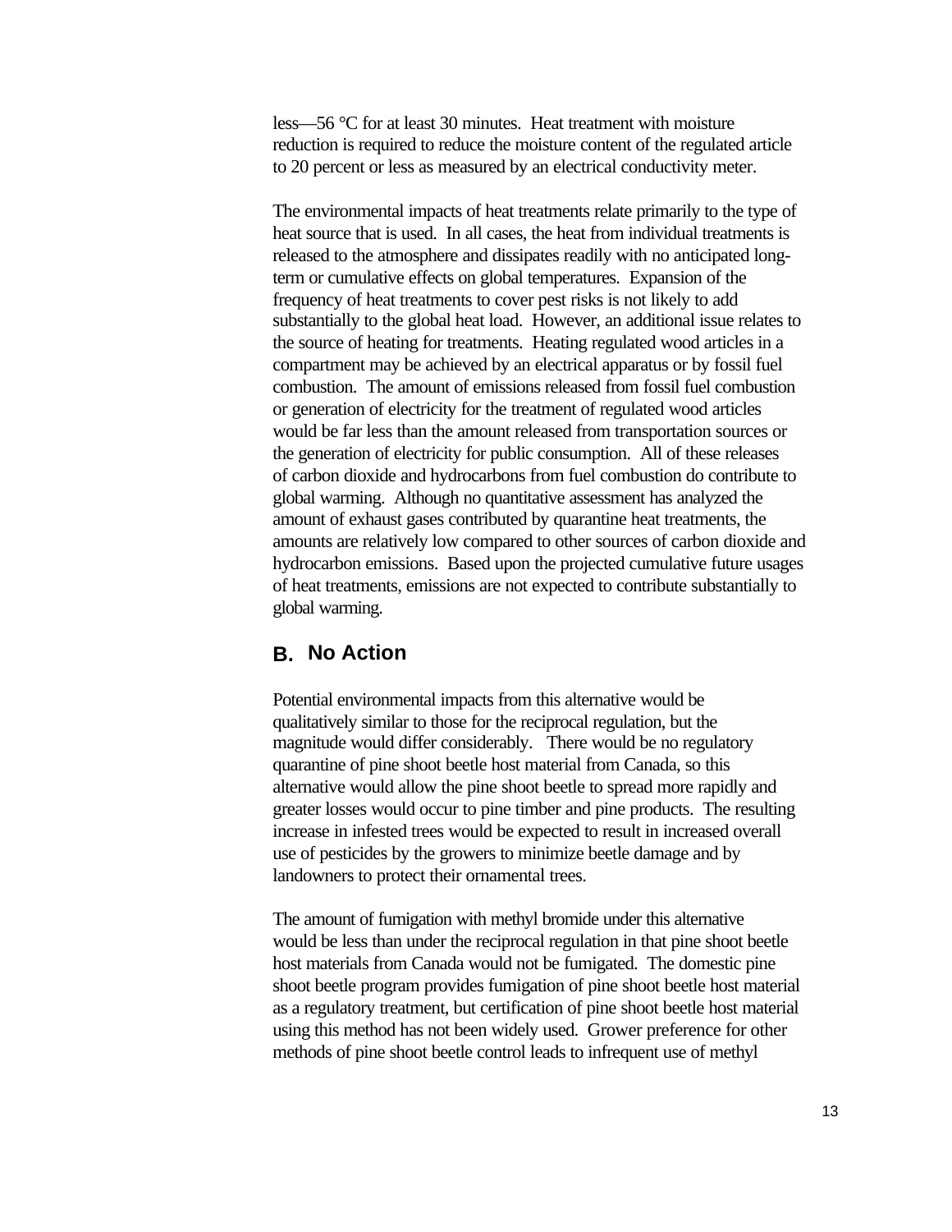less—56 °C for at least 30 minutes. Heat treatment with moisture reduction is required to reduce the moisture content of the regulated article to 20 percent or less as measured by an electrical conductivity meter.

The environmental impacts of heat treatments relate primarily to the type of heat source that is used. In all cases, the heat from individual treatments is released to the atmosphere and dissipates readily with no anticipated long-term or cumulative effects on global temperatures. Expansion of the frequency of heat treatments to cover pest risks is not likely to add substantially to the global heat load. However, an additional issue relates to the source of heating for treatments. Heating regulated wood articles in a compartment may be achieved by an electrical apparatus or by fossil fuel combustion. The amount of emissions released from fossil fuel combustion or generation of electricity for the treatment of regulated wood articles would be far less than the amount released from transportation sources or the generation of electricity for public consumption. All of these releases of carbon dioxide and hydrocarbons from fuel combustion do contribute to global warming. Although no quantitative assessment has analyzed the amount of exhaust gases contributed by quarantine heat treatments, the amounts are relatively low compared to other sources of carbon dioxide and hydrocarbon emissions. Based upon the projected cumulative future usages of heat treatments, emissions are not expected to contribute substantially to global warming.

## B. No Action

Potential environmental impacts from this alternative would be qualitatively similar to those for the reciprocal regulation, but the magnitude would differ considerably. There would be no regulatory quarantine of pine shoot beetle host material from Canada, so this alternative would allow the pine shoot beetle to spread more rapidly and greater losses would occur to pine timber and pine products. The resulting increase in infested trees would be expected to result in increased overall use of pesticides by the growers to minimize beetle damage and by landowners to protect their ornamental trees.

The amount of fumigation with methyl bromide under this alternative would be less than under the reciprocal regulation in that pine shoot beetle host materials from Canada would not be fumigated. The domestic pine shoot beetle program provides fumigation of pine shoot beetle host material as a regulatory treatment, but certification of pine shoot beetle host material using this method has not been widely used. Grower preference for other methods of pine shoot beetle control leads to infrequent use of methyl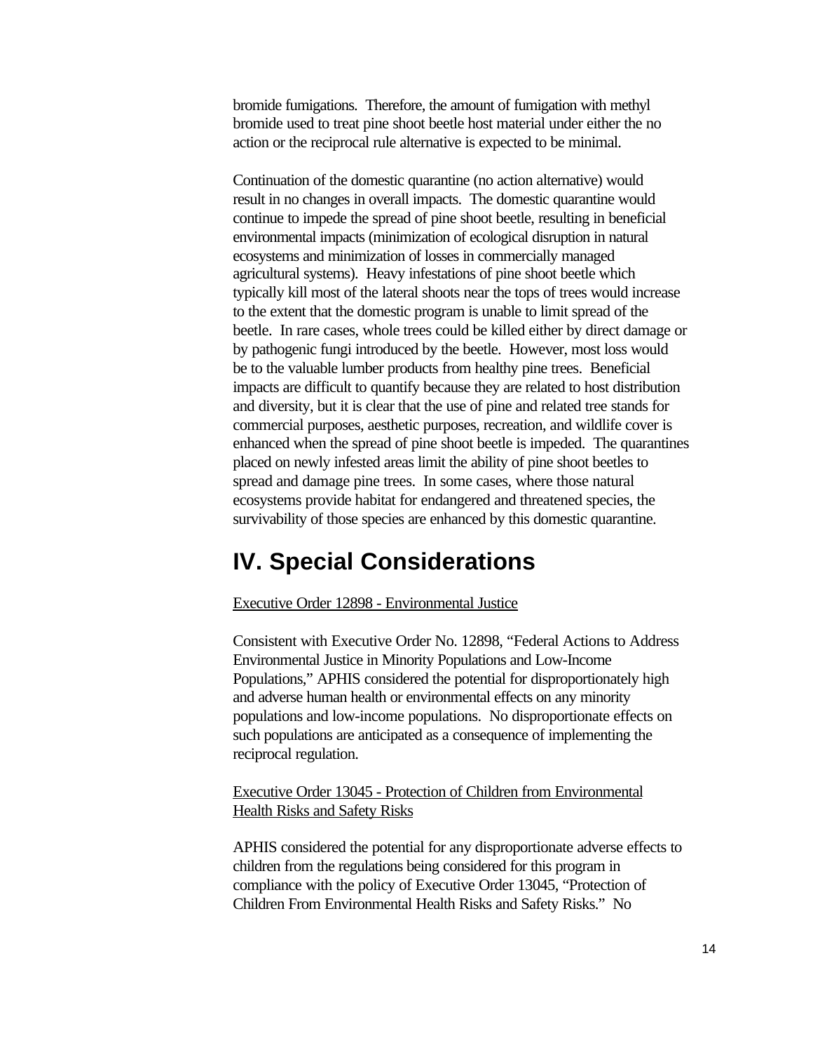bromide fumigations. Therefore, the amount of fumigation with methyl bromide used to treat pine shoot beetle host material under either the no action or the reciprocal rule alternative is expected to be minimal.

Continuation of the domestic quarantine (no action alternative) would result in no changes in overall impacts. The domestic quarantine would continue to impede the spread of pine shoot beetle, resulting in beneficial environmental impacts (minimization of ecological disruption in natural ecosystems and minimization of losses in commercially managed agricultural systems). Heavy infestations of pine shoot beetle which typically kill most of the lateral shoots near the tops of trees would increase to the extent that the domestic program is unable to limit spread of the beetle. In rare cases, whole trees could be killed either by direct damage or by pathogenic fungi introduced by the beetle. However, most loss would be to the valuable lumber products from healthy pine trees. Beneficial impacts are difficult to quantify because they are related to host distribution and diversity, but it is clear that the use of pine and related tree stands for commercial purposes, aesthetic purposes, recreation, and wildlife cover is enhanced when the spread of pine shoot beetle is impeded. The quarantines placed on newly infested areas limit the ability of pine shoot beetles to spread and damage pine trees. In some cases, where those natural ecosystems provide habitat for endangered and threatened species, the survivability of those species are enhanced by this domestic quarantine.

# IV. Special Considerations

Executive Order 12898 - Environmental Justice

Consistent with Executive Order No. 12898, "Federal Actions to Address Environmental Justice in Minority Populations and Low-Income Populations," APHIS considered the potential for disproportionately high and adverse human health or environmental effects on any minority populations and low-income populations. No disproportionate effects on such populations are anticipated as a consequence of implementing the reciprocal regulation.

Executive Order 13045 - Protection of Children from Environmental Health Risks and Safety Risks

APHIS considered the potential for any disproportionate adverse effects to children from the regulations being considered for this program in compliance with the policy of Executive Order 13045, "Protection of Children From Environmental Health Risks and Safety Risks." No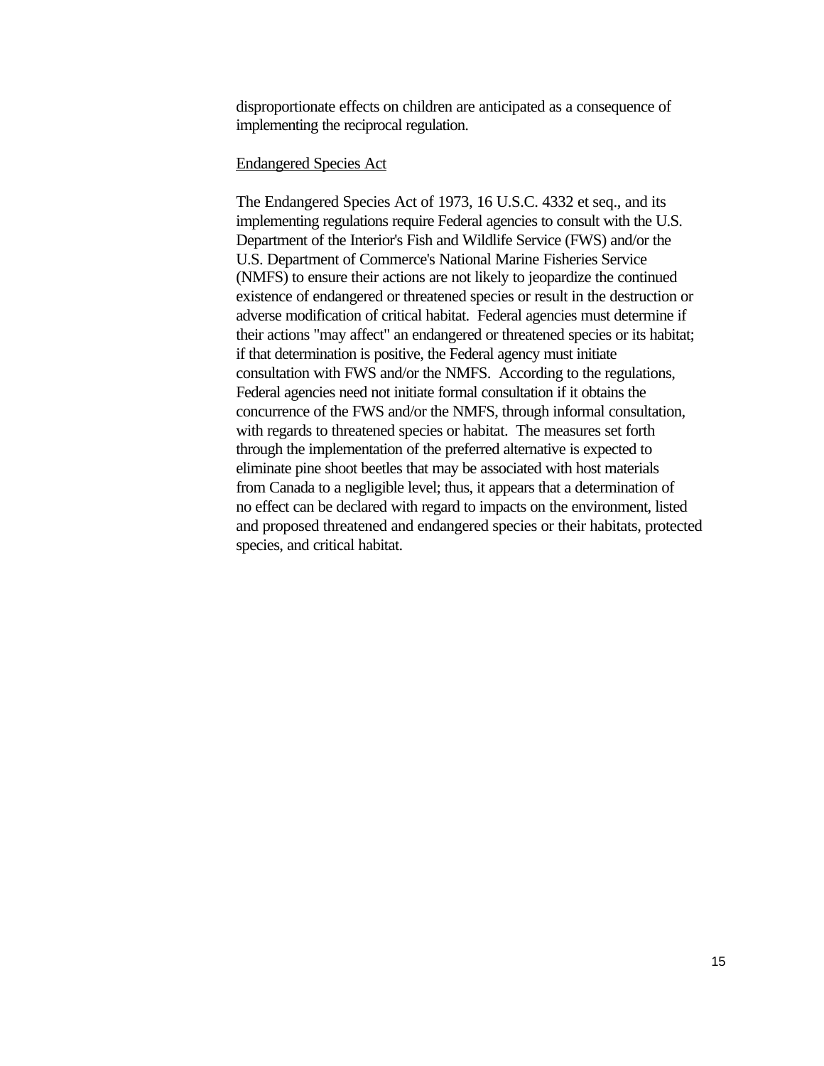disproportionate effects on children are anticipated as a consequence of implementing the reciprocal regulation.

<u>Endangered Species Act</u>

The Endangered Species Act of 1973, 16 U.S.C. 4332 et seq., and its implementing regulations require Federal agencies to consult with the U.S. Department of the Interior's Fish and Wildlife Service (FWS) and/or the U.S. Department of Commerce's National Marine Fisheries Service (NMFS) to ensure their actions are not likely to jeopardize the continued existence of endangered or threatened species or result in the destruction or adverse modification of critical habitat. Federal agencies must determine if their actions "may affect" an endangered or threatened species or its habitat; if that determination is positive, the Federal agency must initiate consultation with FWS and/or the NMFS. According to the regulations, Federal agencies need not initiate formal consultation if it obtains the concurrence of the FWS and/or the NMFS, through informal consultation, with regards to threatened species or habitat. The measures set forth through the implementation of the preferred alternative is expected to eliminate pine shoot beetles that may be associated with host materials from Canada to a negligible level; thus, it appears that a determination of no effect can be declared with regard to impacts on the environment, listed and proposed threatened and endangered species or their habitats, protected species, and critical habitat.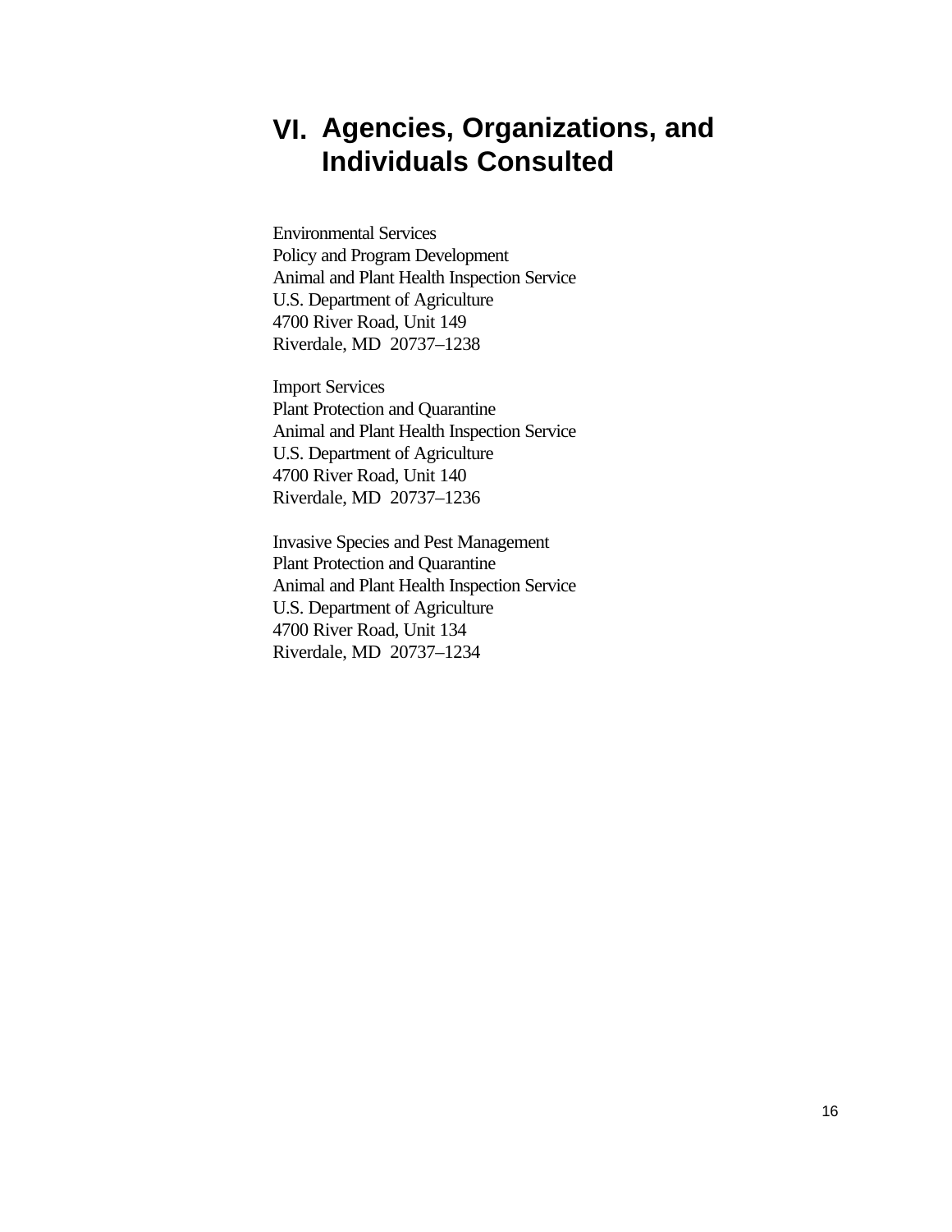# VI. Agencies, Organizations, and Individuals Consulted

Environmental Services
Policy and Program Development
Animal and Plant Health Inspection Service
U.S. Department of Agriculture
4700 River Road, Unit 149
Riverdale, MD 20737–1238

Import Services
Plant Protection and Quarantine
Animal and Plant Health Inspection Service
U.S. Department of Agriculture
4700 River Road, Unit 140
Riverdale, MD 20737–1236

Invasive Species and Pest Management
Plant Protection and Quarantine
Animal and Plant Health Inspection Service
U.S. Department of Agriculture
4700 River Road, Unit 134
Riverdale, MD 20737–1234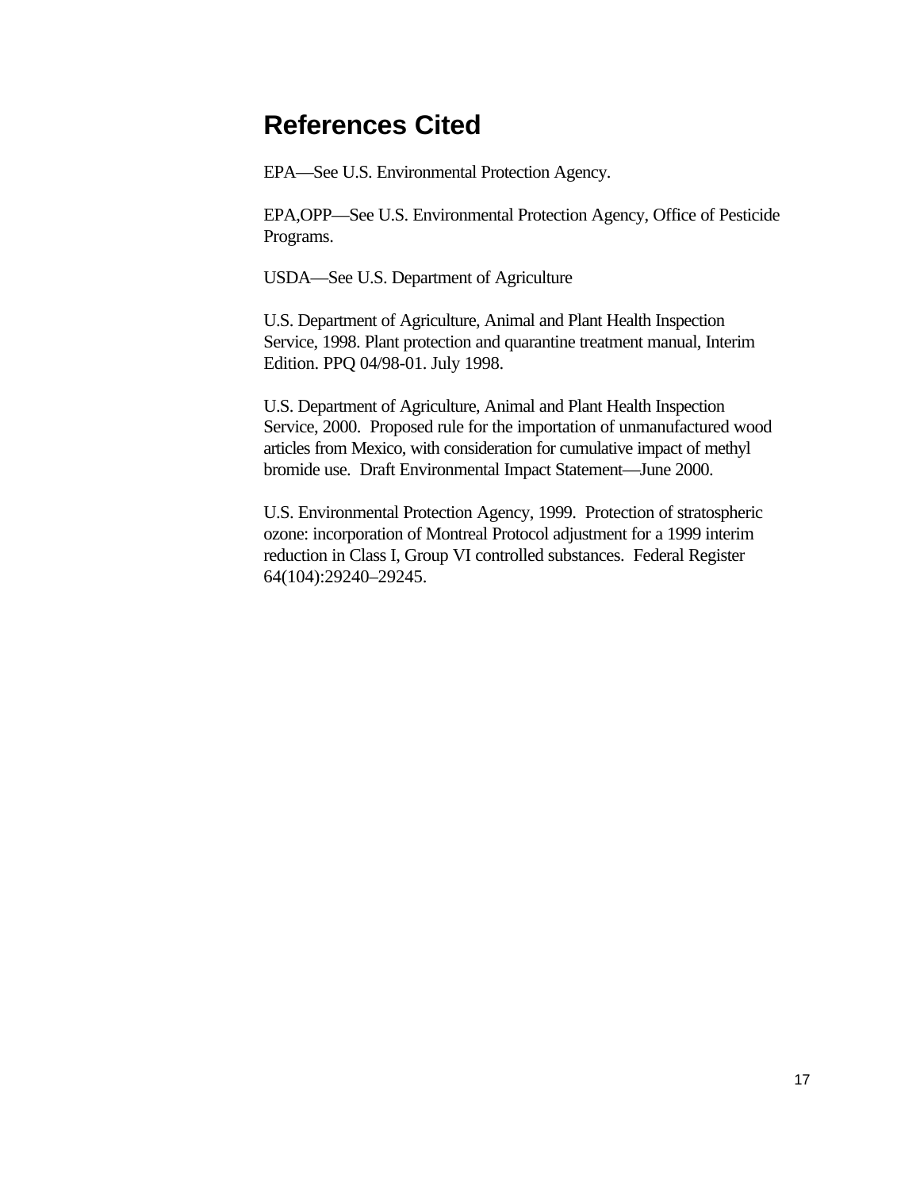# References Cited

EPA—See U.S. Environmental Protection Agency.

EPA,OPP—See U.S. Environmental Protection Agency, Office of Pesticide Programs.

USDA—See U.S. Department of Agriculture

U.S. Department of Agriculture, Animal and Plant Health Inspection Service, 1998. Plant protection and quarantine treatment manual, Interim Edition. PPQ 04/98-01. July 1998.

U.S. Department of Agriculture, Animal and Plant Health Inspection Service, 2000. Proposed rule for the importation of unmanufactured wood articles from Mexico, with consideration for cumulative impact of methyl bromide use. Draft Environmental Impact Statement—June 2000.

U.S. Environmental Protection Agency, 1999. Protection of stratospheric ozone: incorporation of Montreal Protocol adjustment for a 1999 interim reduction in Class I, Group VI controlled substances. Federal Register 64(104):29240–29245.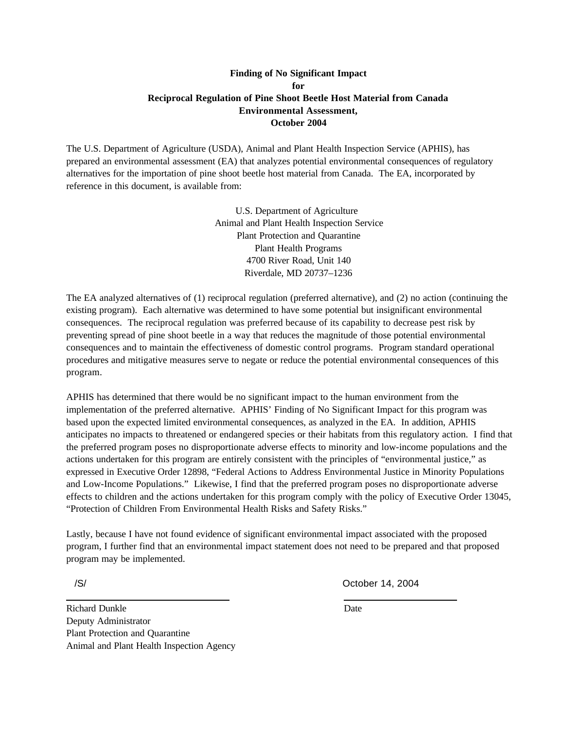**Finding of No Significant Impact**
**for**
**Reciprocal Regulation of Pine Shoot Beetle Host Material from Canada**
**Environmental Assessment,**
**October 2004**

The U.S. Department of Agriculture (USDA), Animal and Plant Health Inspection Service (APHIS), has prepared an environmental assessment (EA) that analyzes potential environmental consequences of regulatory alternatives for the importation of pine shoot beetle host material from Canada. The EA, incorporated by reference in this document, is available from:

U.S. Department of Agriculture
Animal and Plant Health Inspection Service
Plant Protection and Quarantine
Plant Health Programs
4700 River Road, Unit 140
Riverdale, MD 20737–1236

The EA analyzed alternatives of (1) reciprocal regulation (preferred alternative), and (2) no action (continuing the existing program). Each alternative was determined to have some potential but insignificant environmental consequences. The reciprocal regulation was preferred because of its capability to decrease pest risk by preventing spread of pine shoot beetle in a way that reduces the magnitude of those potential environmental consequences and to maintain the effectiveness of domestic control programs. Program standard operational procedures and mitigative measures serve to negate or reduce the potential environmental consequences of this program.

APHIS has determined that there would be no significant impact to the human environment from the implementation of the preferred alternative. APHIS' Finding of No Significant Impact for this program was based upon the expected limited environmental consequences, as analyzed in the EA. In addition, APHIS anticipates no impacts to threatened or endangered species or their habitats from this regulatory action. I find that the preferred program poses no disproportionate adverse effects to minority and low-income populations and the actions undertaken for this program are entirely consistent with the principles of "environmental justice," as expressed in Executive Order 12898, "Federal Actions to Address Environmental Justice in Minority Populations and Low-Income Populations." Likewise, I find that the preferred program poses no disproportionate adverse effects to children and the actions undertaken for this program comply with the policy of Executive Order 13045, "Protection of Children From Environmental Health Risks and Safety Risks."

Lastly, because I have not found evidence of significant environmental impact associated with the proposed program, I further find that an environmental impact statement does not need to be prepared and that proposed program may be implemented.

/S/ October 14, 2004

Richard Dunkle
Deputy Administrator
Plant Protection and Quarantine
Animal and Plant Health Inspection Agency

Date